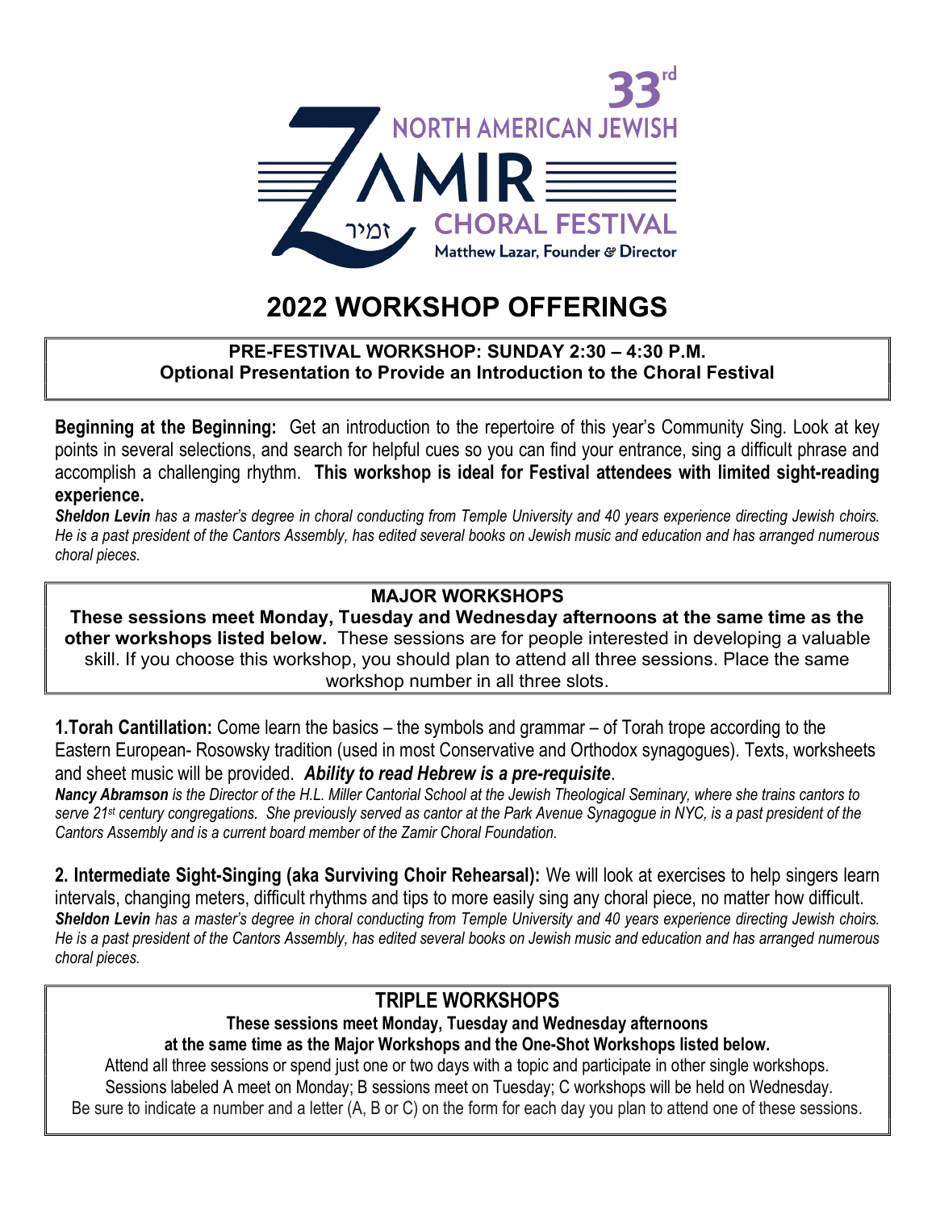33rd NORTH AMERICAN JEWISH

ZAMIR CHORAL FESTIVAL

זמיר

Matthew Lazar, Founder & Director

# 2022 WORKSHOP OFFERINGS

## PRE-FESTIVAL WORKSHOP: SUNDAY 2:30 – 4:30 P.M.

**Optional Presentation to Provide an Introduction to the Choral Festival**

**Beginning at the Beginning:** Get an introduction to the repertoire of this year's Community Sing. Look at key points in several selections, and search for helpful cues so you can find your entrance, sing a difficult phrase and accomplish a challenging rhythm. **This workshop is ideal for Festival attendees with limited sight-reading experience.**

***Sheldon Levin*** *has a master's degree in choral conducting from Temple University and 40 years experience directing Jewish choirs. He is a past president of the Cantors Assembly, has edited several books on Jewish music and education and has arranged numerous choral pieces.*

## MAJOR WORKSHOPS

**These sessions meet Monday, Tuesday and Wednesday afternoons at the same time as the other workshops listed below.** These sessions are for people interested in developing a valuable skill. If you choose this workshop, you should plan to attend all three sessions. Place the same workshop number in all three slots.

**1.Torah Cantillation:** Come learn the basics – the symbols and grammar – of Torah trope according to the Eastern European- Rosowsky tradition (used in most Conservative and Orthodox synagogues). Texts, worksheets and sheet music will be provided. ***Ability to read Hebrew is a pre-requisite***.

***Nancy Abramson*** *is the Director of the H.L. Miller Cantorial School at the Jewish Theological Seminary, where she trains cantors to serve 21st century congregations. She previously served as cantor at the Park Avenue Synagogue in NYC, is a past president of the Cantors Assembly and is a current board member of the Zamir Choral Foundation.*

**2. Intermediate Sight-Singing (aka Surviving Choir Rehearsal):** We will look at exercises to help singers learn intervals, changing meters, difficult rhythms and tips to more easily sing any choral piece, no matter how difficult.

***Sheldon Levin*** *has a master's degree in choral conducting from Temple University and 40 years experience directing Jewish choirs. He is a past president of the Cantors Assembly, has edited several books on Jewish music and education and has arranged numerous choral pieces.*

## TRIPLE WORKSHOPS

**These sessions meet Monday, Tuesday and Wednesday afternoons at the same time as the Major Workshops and the One-Shot Workshops listed below.**

Attend all three sessions or spend just one or two days with a topic and participate in other single workshops. Sessions labeled A meet on Monday; B sessions meet on Tuesday; C workshops will be held on Wednesday. Be sure to indicate a number and a letter (A, B or C) on the form for each day you plan to attend one of these sessions.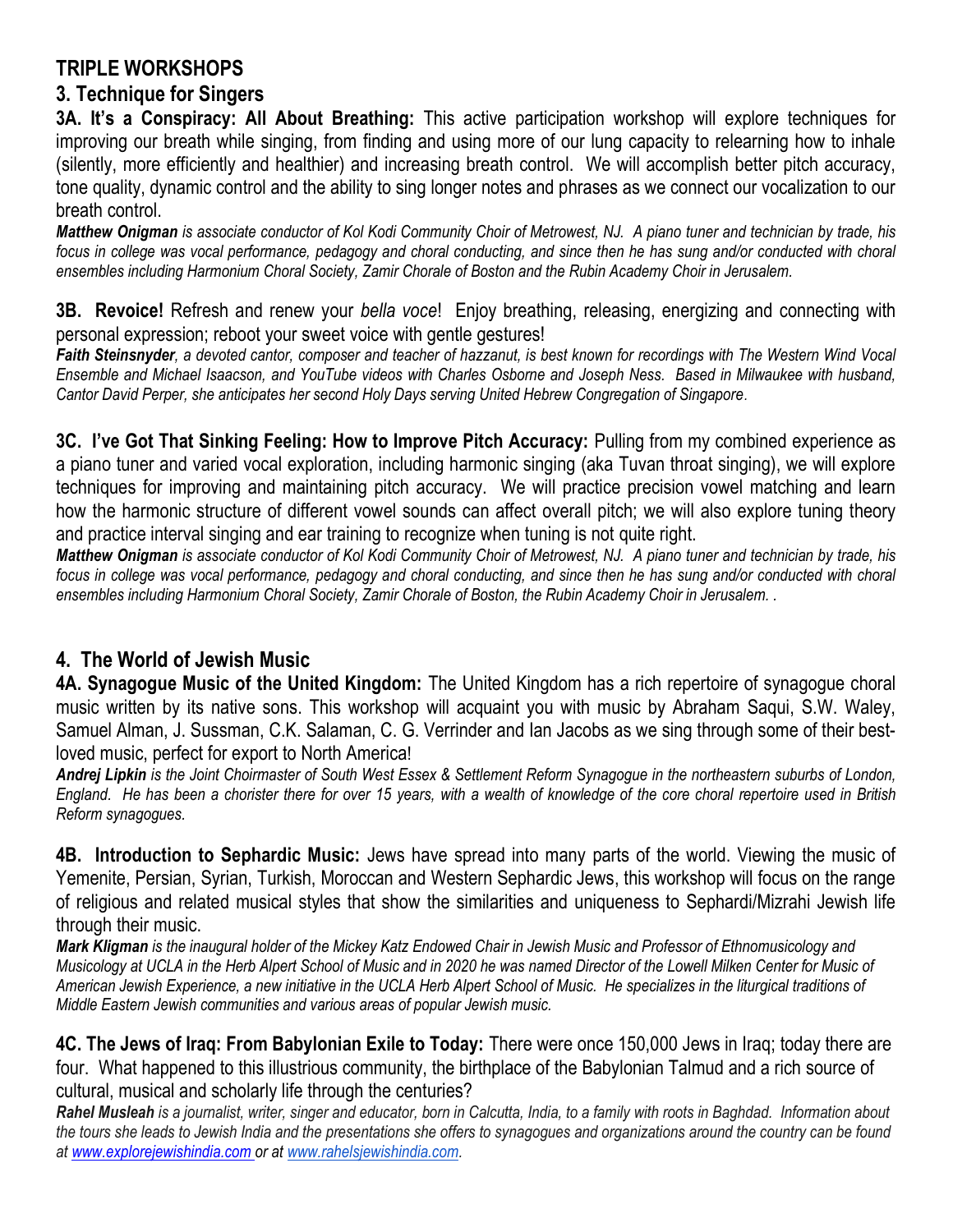## TRIPLE WORKSHOPS

### 3. Technique for Singers

**3A. It's a Conspiracy: All About Breathing:** This active participation workshop will explore techniques for improving our breath while singing, from finding and using more of our lung capacity to relearning how to inhale (silently, more efficiently and healthier) and increasing breath control. We will accomplish better pitch accuracy, tone quality, dynamic control and the ability to sing longer notes and phrases as we connect our vocalization to our breath control.

***Matthew Onigman*** *is associate conductor of Kol Kodi Community Choir of Metrowest, NJ. A piano tuner and technician by trade, his focus in college was vocal performance, pedagogy and choral conducting, and since then he has sung and/or conducted with choral ensembles including Harmonium Choral Society, Zamir Chorale of Boston and the Rubin Academy Choir in Jerusalem.*

**3B. Revoice!** Refresh and renew your *bella voce*! Enjoy breathing, releasing, energizing and connecting with personal expression; reboot your sweet voice with gentle gestures!

***Faith Steinsnyder****, a devoted cantor, composer and teacher of hazzanut, is best known for recordings with The Western Wind Vocal Ensemble and Michael Isaacson, and YouTube videos with Charles Osborne and Joseph Ness. Based in Milwaukee with husband, Cantor David Perper, she anticipates her second Holy Days serving United Hebrew Congregation of Singapore.*

**3C. I've Got That Sinking Feeling: How to Improve Pitch Accuracy:** Pulling from my combined experience as a piano tuner and varied vocal exploration, including harmonic singing (aka Tuvan throat singing), we will explore techniques for improving and maintaining pitch accuracy. We will practice precision vowel matching and learn how the harmonic structure of different vowel sounds can affect overall pitch; we will also explore tuning theory and practice interval singing and ear training to recognize when tuning is not quite right.

***Matthew Onigman*** *is associate conductor of Kol Kodi Community Choir of Metrowest, NJ. A piano tuner and technician by trade, his focus in college was vocal performance, pedagogy and choral conducting, and since then he has sung and/or conducted with choral ensembles including Harmonium Choral Society, Zamir Chorale of Boston, the Rubin Academy Choir in Jerusalem. .*

### 4. The World of Jewish Music

**4A. Synagogue Music of the United Kingdom:** The United Kingdom has a rich repertoire of synagogue choral music written by its native sons. This workshop will acquaint you with music by Abraham Saqui, S.W. Waley, Samuel Alman, J. Sussman, C.K. Salaman, C. G. Verrinder and Ian Jacobs as we sing through some of their best-loved music, perfect for export to North America!

***Andrej Lipkin*** *is the Joint Choirmaster of South West Essex & Settlement Reform Synagogue in the northeastern suburbs of London, England. He has been a chorister there for over 15 years, with a wealth of knowledge of the core choral repertoire used in British Reform synagogues.*

**4B. Introduction to Sephardic Music:** Jews have spread into many parts of the world. Viewing the music of Yemenite, Persian, Syrian, Turkish, Moroccan and Western Sephardic Jews, this workshop will focus on the range of religious and related musical styles that show the similarities and uniqueness to Sephardi/Mizrahi Jewish life through their music.

***Mark Kligman*** *is the inaugural holder of the Mickey Katz Endowed Chair in Jewish Music and Professor of Ethnomusicology and Musicology at UCLA in the Herb Alpert School of Music and in 2020 he was named Director of the Lowell Milken Center for Music of American Jewish Experience, a new initiative in the UCLA Herb Alpert School of Music. He specializes in the liturgical traditions of Middle Eastern Jewish communities and various areas of popular Jewish music.*

**4C. The Jews of Iraq: From Babylonian Exile to Today:** There were once 150,000 Jews in Iraq; today there are four. What happened to this illustrious community, the birthplace of the Babylonian Talmud and a rich source of cultural, musical and scholarly life through the centuries?

***Rahel Musleah*** *is a journalist, writer, singer and educator, born in Calcutta, India, to a family with roots in Baghdad. Information about the tours she leads to Jewish India and the presentations she offers to synagogues and organizations around the country can be found at www.explorejewishindia.com or at www.rahelsjewishindia.com.*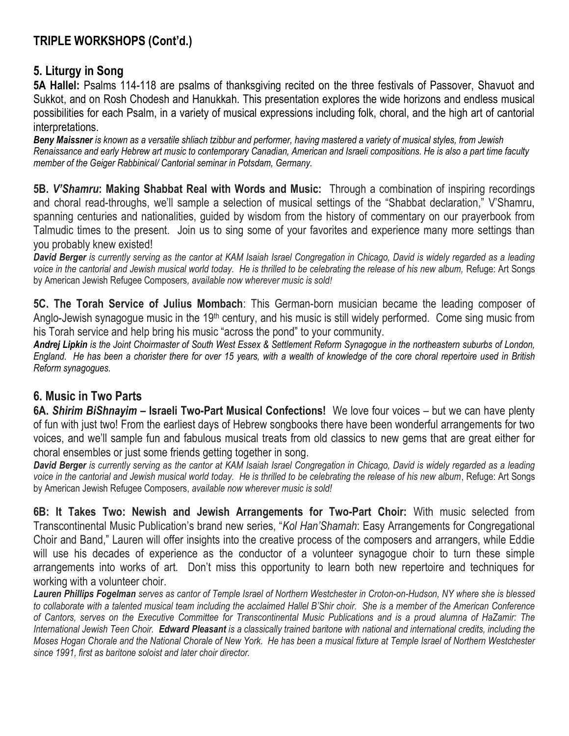## TRIPLE WORKSHOPS (Cont'd.)

### 5. Liturgy in Song

**5A Hallel:** Psalms 114-118 are psalms of thanksgiving recited on the three festivals of Passover, Shavuot and Sukkot, and on Rosh Chodesh and Hanukkah. This presentation explores the wide horizons and endless musical possibilities for each Psalm, in a variety of musical expressions including folk, choral, and the high art of cantorial interpretations.

***Beny Maissner*** *is known as a versatile shliach tzibbur and performer, having mastered a variety of musical styles, from Jewish Renaissance and early Hebrew art music to contemporary Canadian, American and Israeli compositions. He is also a part time faculty member of the Geiger Rabbinical/ Cantorial seminar in Potsdam, Germany.*

**5B. *V'Shamru*: Making Shabbat Real with Words and Music:** Through a combination of inspiring recordings and choral read-throughs, we'll sample a selection of musical settings of the "Shabbat declaration," V'Shamru, spanning centuries and nationalities, guided by wisdom from the history of commentary on our prayerbook from Talmudic times to the present. Join us to sing some of your favorites and experience many more settings than you probably knew existed!

***David Berger*** *is currently serving as the cantor at KAM Isaiah Israel Congregation in Chicago, David is widely regarded as a leading voice in the cantorial and Jewish musical world today. He is thrilled to be celebrating the release of his new album,* Refuge: Art Songs by American Jewish Refugee Composers*, available now wherever music is sold!*

**5C. The Torah Service of Julius Mombach**: This German-born musician became the leading composer of Anglo-Jewish synagogue music in the 19th century, and his music is still widely performed. Come sing music from his Torah service and help bring his music "across the pond" to your community.

***Andrej Lipkin*** *is the Joint Choirmaster of South West Essex & Settlement Reform Synagogue in the northeastern suburbs of London, England. He has been a chorister there for over 15 years, with a wealth of knowledge of the core choral repertoire used in British Reform synagogues.*

### 6. Music in Two Parts

**6A. *Shirim BiShnayim* – Israeli Two-Part Musical Confections!** We love four voices – but we can have plenty of fun with just two! From the earliest days of Hebrew songbooks there have been wonderful arrangements for two voices, and we'll sample fun and fabulous musical treats from old classics to new gems that are great either for choral ensembles or just some friends getting together in song.

***David Berger*** *is currently serving as the cantor at KAM Isaiah Israel Congregation in Chicago, David is widely regarded as a leading voice in the cantorial and Jewish musical world today. He is thrilled to be celebrating the release of his new album*, Refuge: Art Songs by American Jewish Refugee Composers, *available now wherever music is sold!*

**6B: It Takes Two: Newish and Jewish Arrangements for Two-Part Choir:** With music selected from Transcontinental Music Publication's brand new series, "*Kol Han'Shamah*: Easy Arrangements for Congregational Choir and Band," Lauren will offer insights into the creative process of the composers and arrangers, while Eddie will use his decades of experience as the conductor of a volunteer synagogue choir to turn these simple arrangements into works of art. Don't miss this opportunity to learn both new repertoire and techniques for working with a volunteer choir.

***Lauren Phillips Fogelman*** *serves as cantor of Temple Israel of Northern Westchester in Croton-on-Hudson, NY where she is blessed to collaborate with a talented musical team including the acclaimed Hallel B'Shir choir. She is a member of the American Conference of Cantors, serves on the Executive Committee for Transcontinental Music Publications and is a proud alumna of HaZamir: The International Jewish Teen Choir.* ***Edward Pleasant*** *is a classically trained baritone with national and international credits, including the Moses Hogan Chorale and the National Chorale of New York. He has been a musical fixture at Temple Israel of Northern Westchester since 1991, first as baritone soloist and later choir director.*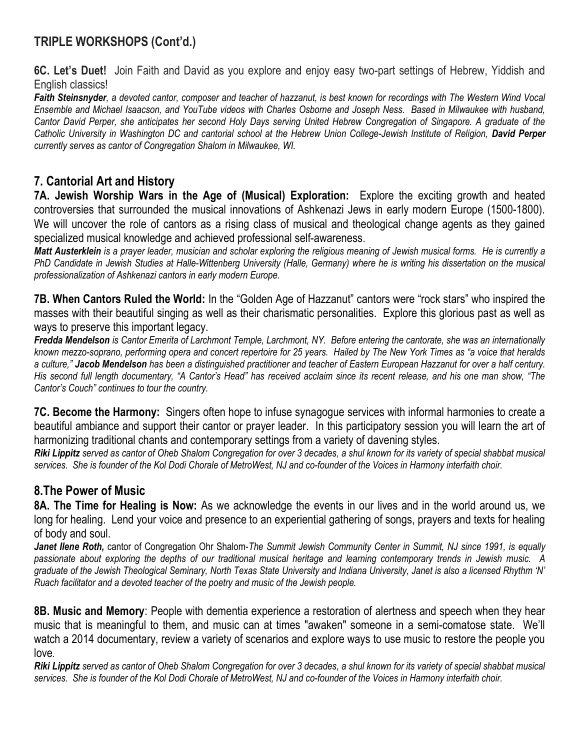## TRIPLE WORKSHOPS (Cont'd.)

**6C. Let's Duet!** Join Faith and David as you explore and enjoy easy two-part settings of Hebrew, Yiddish and English classics!

***Faith Steinsnyder**, a devoted cantor, composer and teacher of hazzanut, is best known for recordings with The Western Wind Vocal Ensemble and Michael Isaacson, and YouTube videos with Charles Osborne and Joseph Ness. Based in Milwaukee with husband, Cantor David Perper, she anticipates her second Holy Days serving United Hebrew Congregation of Singapore. A graduate of the Catholic University in Washington DC and cantorial school at the Hebrew Union College-Jewish Institute of Religion, **David Perper** currently serves as cantor of Congregation Shalom in Milwaukee, WI.*

## 7. Cantorial Art and History

**7A. Jewish Worship Wars in the Age of (Musical) Exploration:** Explore the exciting growth and heated controversies that surrounded the musical innovations of Ashkenazi Jews in early modern Europe (1500-1800). We will uncover the role of cantors as a rising class of musical and theological change agents as they gained specialized musical knowledge and achieved professional self-awareness.

***Matt Austerklein** is a prayer leader, musician and scholar exploring the religious meaning of Jewish musical forms. He is currently a PhD Candidate in Jewish Studies at Halle-Wittenberg University (Halle, Germany) where he is writing his dissertation on the musical professionalization of Ashkenazi cantors in early modern Europe.*

**7B. When Cantors Ruled the World:** In the "Golden Age of Hazzanut" cantors were "rock stars" who inspired the masses with their beautiful singing as well as their charismatic personalities. Explore this glorious past as well as ways to preserve this important legacy.

***Fredda Mendelson** is Cantor Emerita of Larchmont Temple, Larchmont, NY. Before entering the cantorate, she was an internationally known mezzo-soprano, performing opera and concert repertoire for 25 years. Hailed by The New York Times as "a voice that heralds a culture," **Jacob Mendelson** has been a distinguished practitioner and teacher of Eastern European Hazzanut for over a half century. His second full length documentary, "A Cantor's Head" has received acclaim since its recent release, and his one man show, "The Cantor's Couch" continues to tour the country.*

**7C. Become the Harmony:** Singers often hope to infuse synagogue services with informal harmonies to create a beautiful ambiance and support their cantor or prayer leader. In this participatory session you will learn the art of harmonizing traditional chants and contemporary settings from a variety of davening styles.

***Riki Lippitz** served as cantor of Oheb Shalom Congregation for over 3 decades, a shul known for its variety of special shabbat musical services. She is founder of the Kol Dodi Chorale of MetroWest, NJ and co-founder of the Voices in Harmony interfaith choir.*

## 8.The Power of Music

**8A. The Time for Healing is Now:** As we acknowledge the events in our lives and in the world around us, we long for healing. Lend your voice and presence to an experiential gathering of songs, prayers and texts for healing of body and soul.

***Janet Ilene Roth,*** cantor of Congregation Ohr Shalom-*The Summit Jewish Community Center in Summit, NJ since 1991, is equally passionate about exploring the depths of our traditional musical heritage and learning contemporary trends in Jewish music. A graduate of the Jewish Theological Seminary, North Texas State University and Indiana University, Janet is also a licensed Rhythm 'N' Ruach facilitator and a devoted teacher of the poetry and music of the Jewish people.*

**8B. Music and Memory**: People with dementia experience a restoration of alertness and speech when they hear music that is meaningful to them, and music can at times "awaken" someone in a semi-comatose state. We'll watch a 2014 documentary, review a variety of scenarios and explore ways to use music to restore the people you love.

***Riki Lippitz** served as cantor of Oheb Shalom Congregation for over 3 decades, a shul known for its variety of special shabbat musical services. She is founder of the Kol Dodi Chorale of MetroWest, NJ and co-founder of the Voices in Harmony interfaith choir.*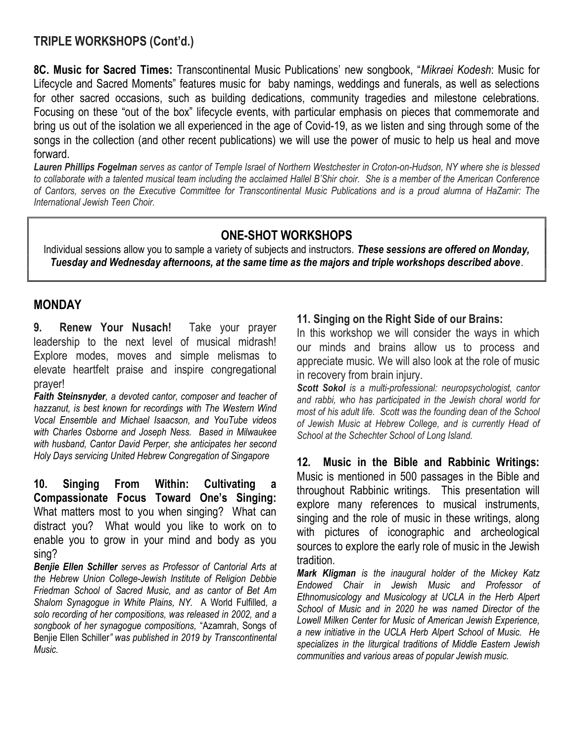## TRIPLE WORKSHOPS (Cont'd.)

**8C. Music for Sacred Times:** Transcontinental Music Publications' new songbook, "*Mikraei Kodesh*: Music for Lifecycle and Sacred Moments" features music for baby namings, weddings and funerals, as well as selections for other sacred occasions, such as building dedications, community tragedies and milestone celebrations. Focusing on these "out of the box" lifecycle events, with particular emphasis on pieces that commemorate and bring us out of the isolation we all experienced in the age of Covid-19, as we listen and sing through some of the songs in the collection (and other recent publications) we will use the power of music to help us heal and move forward.

***Lauren Phillips Fogelman*** *serves as cantor of Temple Israel of Northern Westchester in Croton-on-Hudson, NY where she is blessed to collaborate with a talented musical team including the acclaimed Hallel B'Shir choir. She is a member of the American Conference of Cantors, serves on the Executive Committee for Transcontinental Music Publications and is a proud alumna of HaZamir: The International Jewish Teen Choir.*

## ONE-SHOT WORKSHOPS

Individual sessions allow you to sample a variety of subjects and instructors. ***These sessions are offered on Monday, Tuesday and Wednesday afternoons, at the same time as the majors and triple workshops described above***.

## MONDAY

**9. Renew Your Nusach!** Take your prayer leadership to the next level of musical midrash! Explore modes, moves and simple melismas to elevate heartfelt praise and inspire congregational prayer!

***Faith Steinsnyder****, a devoted cantor, composer and teacher of hazzanut, is best known for recordings with The Western Wind Vocal Ensemble and Michael Isaacson, and YouTube videos with Charles Osborne and Joseph Ness. Based in Milwaukee with husband, Cantor David Perper, she anticipates her second Holy Days servicing United Hebrew Congregation of Singapore*

**10. Singing From Within: Cultivating a Compassionate Focus Toward One's Singing:** What matters most to you when singing? What can distract you? What would you like to work on to enable you to grow in your mind and body as you sing?

***Benjie Ellen Schiller*** *serves as Professor of Cantorial Arts at the Hebrew Union College-Jewish Institute of Religion Debbie Friedman School of Sacred Music, and as cantor of Bet Am Shalom Synagogue in White Plains, NY.* A World Fulfilled*, a solo recording of her compositions, was released in 2002, and a songbook of her synagogue compositions,* "Azamrah, Songs of Benjie Ellen Schiller*" was published in 2019 by Transcontinental Music.*

**11. Singing on the Right Side of our Brains:** In this workshop we will consider the ways in which our minds and brains allow us to process and appreciate music. We will also look at the role of music in recovery from brain injury.

***Scott Sokol*** *is a multi-professional: neuropsychologist, cantor and rabbi, who has participated in the Jewish choral world for most of his adult life. Scott was the founding dean of the School of Jewish Music at Hebrew College, and is currently Head of School at the Schechter School of Long Island.*

**12. Music in the Bible and Rabbinic Writings:** Music is mentioned in 500 passages in the Bible and throughout Rabbinic writings. This presentation will explore many references to musical instruments, singing and the role of music in these writings, along with pictures of iconographic and archeological sources to explore the early role of music in the Jewish tradition.

***Mark Kligman*** *is the inaugural holder of the Mickey Katz Endowed Chair in Jewish Music and Professor of Ethnomusicology and Musicology at UCLA in the Herb Alpert School of Music and in 2020 he was named Director of the Lowell Milken Center for Music of American Jewish Experience, a new initiative in the UCLA Herb Alpert School of Music. He specializes in the liturgical traditions of Middle Eastern Jewish communities and various areas of popular Jewish music.*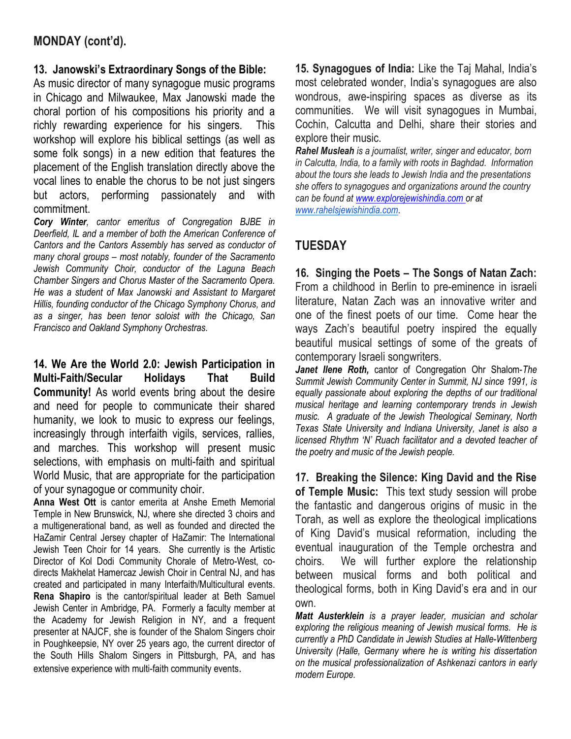## MONDAY (cont'd).

**13. Janowski's Extraordinary Songs of the Bible:** As music director of many synagogue music programs in Chicago and Milwaukee, Max Janowski made the choral portion of his compositions his priority and a richly rewarding experience for his singers. This workshop will explore his biblical settings (as well as some folk songs) in a new edition that features the placement of the English translation directly above the vocal lines to enable the chorus to be not just singers but actors, performing passionately and with commitment.

***Cory Winter**, cantor emeritus of Congregation BJBE in Deerfield, IL and a member of both the American Conference of Cantors and the Cantors Assembly has served as conductor of many choral groups – most notably, founder of the Sacramento Jewish Community Choir, conductor of the Laguna Beach Chamber Singers and Chorus Master of the Sacramento Opera. He was a student of Max Janowski and Assistant to Margaret Hillis, founding conductor of the Chicago Symphony Chorus, and as a singer, has been tenor soloist with the Chicago, San Francisco and Oakland Symphony Orchestras.*

**14. We Are the World 2.0: Jewish Participation in Multi-Faith/Secular Holidays That Build Community!** As world events bring about the desire and need for people to communicate their shared humanity, we look to music to express our feelings, increasingly through interfaith vigils, services, rallies, and marches. This workshop will present music selections, with emphasis on multi-faith and spiritual World Music, that are appropriate for the participation of your synagogue or community choir.

**Anna West Ott** is cantor emerita at Anshe Emeth Memorial Temple in New Brunswick, NJ, where she directed 3 choirs and a multigenerational band, as well as founded and directed the HaZamir Central Jersey chapter of HaZamir: The International Jewish Teen Choir for 14 years. She currently is the Artistic Director of Kol Dodi Community Chorale of Metro-West, co-directs Makhelat Hamercaz Jewish Choir in Central NJ, and has created and participated in many Interfaith/Multicultural events. **Rena Shapiro** is the cantor/spiritual leader at Beth Samuel Jewish Center in Ambridge, PA. Formerly a faculty member at the Academy for Jewish Religion in NY, and a frequent presenter at NAJCF, she is founder of the Shalom Singers choir in Poughkeepsie, NY over 25 years ago, the current director of the South Hills Shalom Singers in Pittsburgh, PA, and has extensive experience with multi-faith community events.

**15. Synagogues of India:** Like the Taj Mahal, India's most celebrated wonder, India's synagogues are also wondrous, awe-inspiring spaces as diverse as its communities. We will visit synagogues in Mumbai, Cochin, Calcutta and Delhi, share their stories and explore their music.

***Rahel Musleah** is a journalist, writer, singer and educator, born in Calcutta, India, to a family with roots in Baghdad. Information about the tours she leads to Jewish India and the presentations she offers to synagogues and organizations around the country can be found at www.explorejewishindia.com or at www.rahelsjewishindia.com.*

## TUESDAY

**16. Singing the Poets – The Songs of Natan Zach:** From a childhood in Berlin to pre-eminence in israeli literature, Natan Zach was an innovative writer and one of the finest poets of our time. Come hear the ways Zach's beautiful poetry inspired the equally beautiful musical settings of some of the greats of contemporary Israeli songwriters.

***Janet Ilene Roth,** cantor of Congregation Ohr Shalom-The Summit Jewish Community Center in Summit, NJ since 1991, is equally passionate about exploring the depths of our traditional musical heritage and learning contemporary trends in Jewish music. A graduate of the Jewish Theological Seminary, North Texas State University and Indiana University, Janet is also a licensed Rhythm 'N' Ruach facilitator and a devoted teacher of the poetry and music of the Jewish people.*

**17. Breaking the Silence: King David and the Rise of Temple Music:** This text study session will probe the fantastic and dangerous origins of music in the Torah, as well as explore the theological implications of King David's musical reformation, including the eventual inauguration of the Temple orchestra and choirs. We will further explore the relationship between musical forms and both political and theological forms, both in King David's era and in our own.

***Matt Austerklein** is a prayer leader, musician and scholar exploring the religious meaning of Jewish musical forms. He is currently a PhD Candidate in Jewish Studies at Halle-Wittenberg University (Halle, Germany where he is writing his dissertation on the musical professionalization of Ashkenazi cantors in early modern Europe.*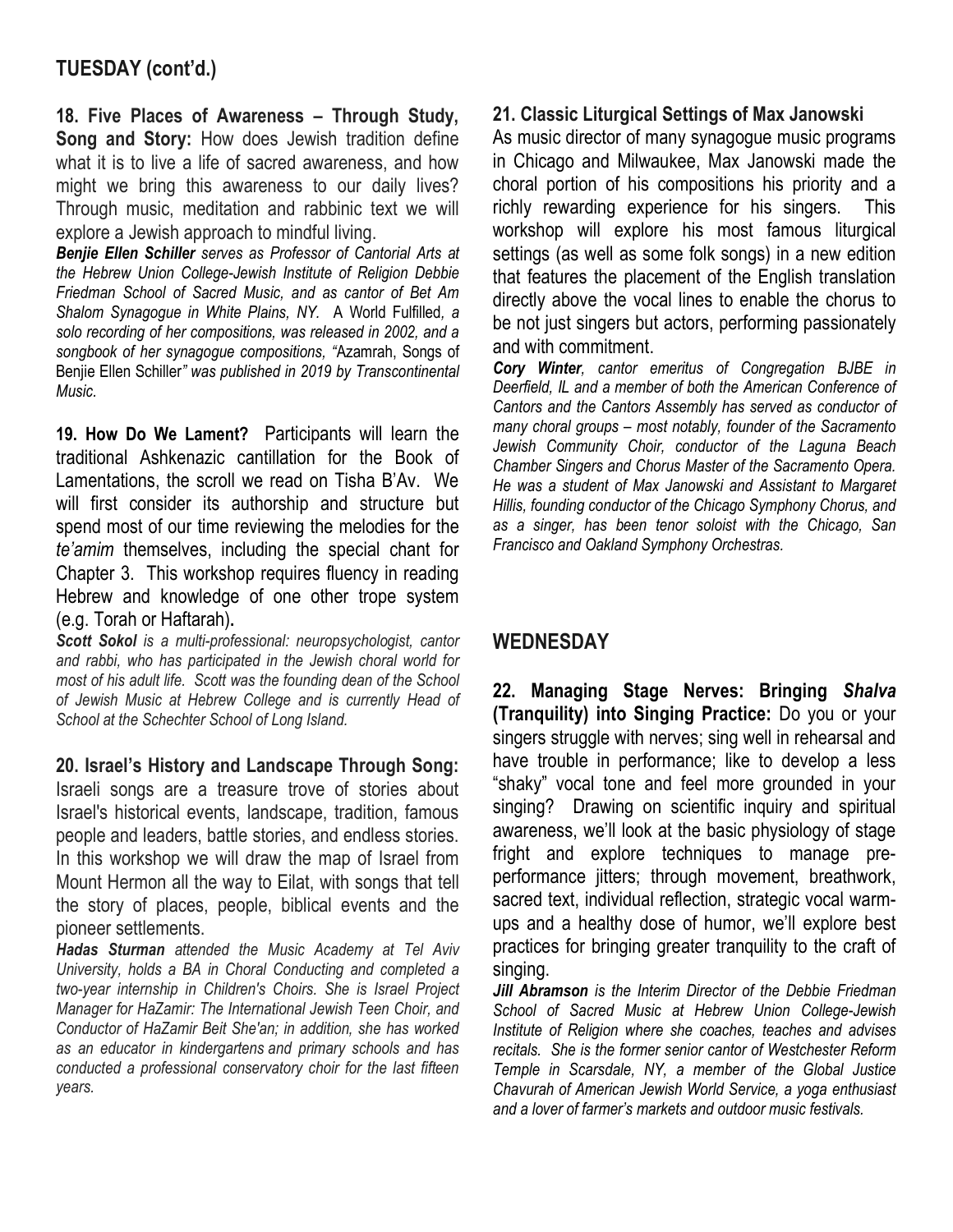## TUESDAY (cont'd.)

**18. Five Places of Awareness – Through Study, Song and Story:** How does Jewish tradition define what it is to live a life of sacred awareness, and how might we bring this awareness to our daily lives? Through music, meditation and rabbinic text we will explore a Jewish approach to mindful living.

***Benjie Ellen Schiller** serves as Professor of Cantorial Arts at the Hebrew Union College-Jewish Institute of Religion Debbie Friedman School of Sacred Music, and as cantor of Bet Am Shalom Synagogue in White Plains, NY.* A World Fulfilled*, a solo recording of her compositions, was released in 2002, and a songbook of her synagogue compositions, "*Azamrah*,* Songs of Benjie Ellen Schiller*" was published in 2019 by Transcontinental Music.*

**19. How Do We Lament?** Participants will learn the traditional Ashkenazic cantillation for the Book of Lamentations, the scroll we read on Tisha B'Av. We will first consider its authorship and structure but spend most of our time reviewing the melodies for the *te'amim* themselves, including the special chant for Chapter 3. This workshop requires fluency in reading Hebrew and knowledge of one other trope system (e.g. Torah or Haftarah)**.**

***Scott Sokol** is a multi-professional: neuropsychologist, cantor and rabbi, who has participated in the Jewish choral world for most of his adult life. Scott was the founding dean of the School of Jewish Music at Hebrew College and is currently Head of School at the Schechter School of Long Island.*

**20. Israel's History and Landscape Through Song:** Israeli songs are a treasure trove of stories about Israel's historical events, landscape, tradition, famous people and leaders, battle stories, and endless stories. In this workshop we will draw the map of Israel from Mount Hermon all the way to Eilat, with songs that tell the story of places, people, biblical events and the pioneer settlements.

***Hadas Sturman** attended the Music Academy at Tel Aviv University, holds a BA in Choral Conducting and completed a two-year internship in Children's Choirs. She is Israel Project Manager for HaZamir: The International Jewish Teen Choir, and Conductor of HaZamir Beit She'an; in addition, she has worked as an educator in kindergartens and primary schools and has conducted a professional conservatory choir for the last fifteen years.*

**21. Classic Liturgical Settings of Max Janowski**

As music director of many synagogue music programs in Chicago and Milwaukee, Max Janowski made the choral portion of his compositions his priority and a richly rewarding experience for his singers. This workshop will explore his most famous liturgical settings (as well as some folk songs) in a new edition that features the placement of the English translation directly above the vocal lines to enable the chorus to be not just singers but actors, performing passionately and with commitment.

***Cory Winter**, cantor emeritus of Congregation BJBE in Deerfield, IL and a member of both the American Conference of Cantors and the Cantors Assembly has served as conductor of many choral groups – most notably, founder of the Sacramento Jewish Community Choir, conductor of the Laguna Beach Chamber Singers and Chorus Master of the Sacramento Opera. He was a student of Max Janowski and Assistant to Margaret Hillis, founding conductor of the Chicago Symphony Chorus, and as a singer, has been tenor soloist with the Chicago, San Francisco and Oakland Symphony Orchestras.*

## WEDNESDAY

**22. Managing Stage Nerves: Bringing *Shalva* (Tranquility) into Singing Practice:** Do you or your singers struggle with nerves; sing well in rehearsal and have trouble in performance; like to develop a less "shaky" vocal tone and feel more grounded in your singing? Drawing on scientific inquiry and spiritual awareness, we'll look at the basic physiology of stage fright and explore techniques to manage pre-performance jitters; through movement, breathwork, sacred text, individual reflection, strategic vocal warm-ups and a healthy dose of humor, we'll explore best practices for bringing greater tranquility to the craft of singing.

***Jill Abramson** is the Interim Director of the Debbie Friedman School of Sacred Music at Hebrew Union College-Jewish Institute of Religion where she coaches, teaches and advises recitals. She is the former senior cantor of Westchester Reform Temple in Scarsdale, NY, a member of the Global Justice Chavurah of American Jewish World Service, a yoga enthusiast and a lover of farmer's markets and outdoor music festivals.*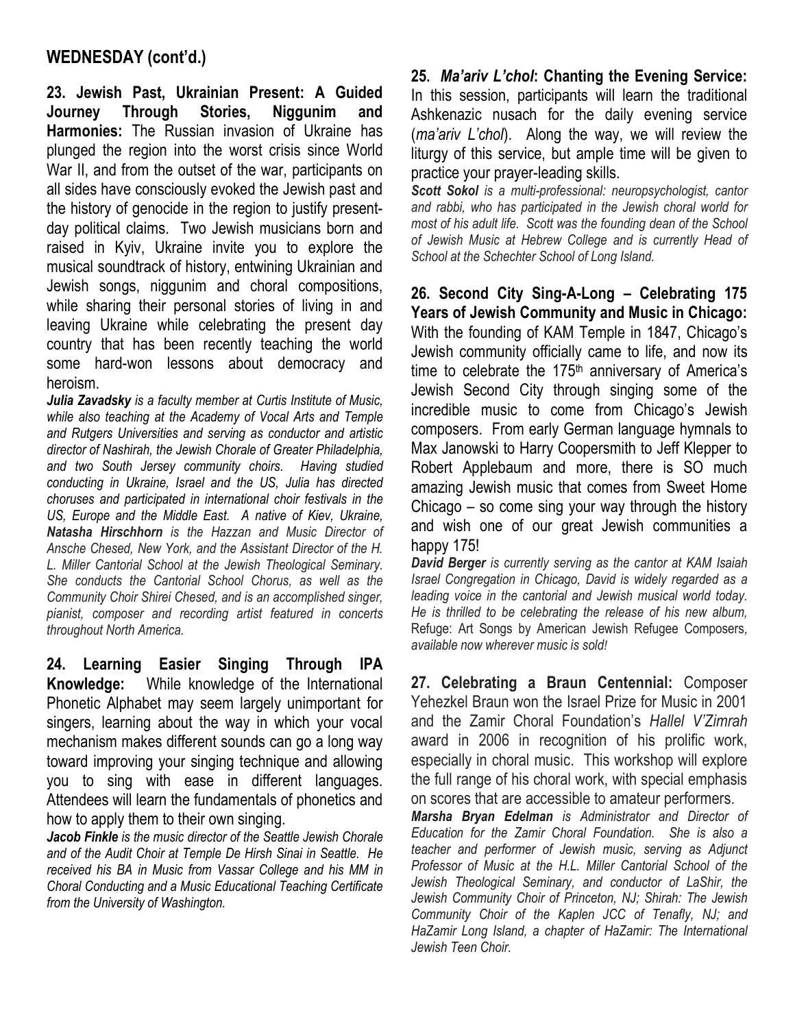## WEDNESDAY (cont'd.)

**23. Jewish Past, Ukrainian Present: A Guided Journey Through Stories, Niggunim and Harmonies:** The Russian invasion of Ukraine has plunged the region into the worst crisis since World War II, and from the outset of the war, participants on all sides have consciously evoked the Jewish past and the history of genocide in the region to justify present-day political claims. Two Jewish musicians born and raised in Kyiv, Ukraine invite you to explore the musical soundtrack of history, entwining Ukrainian and Jewish songs, niggunim and choral compositions, while sharing their personal stories of living in and leaving Ukraine while celebrating the present day country that has been recently teaching the world some hard-won lessons about democracy and heroism.

***Julia Zavadsky*** *is a faculty member at Curtis Institute of Music, while also teaching at the Academy of Vocal Arts and Temple and Rutgers Universities and serving as conductor and artistic director of Nashirah, the Jewish Chorale of Greater Philadelphia, and two South Jersey community choirs. Having studied conducting in Ukraine, Israel and the US, Julia has directed choruses and participated in international choir festivals in the US, Europe and the Middle East. A native of Kiev, Ukraine,* ***Natasha Hirschhorn*** *is the Hazzan and Music Director of Ansche Chesed, New York, and the Assistant Director of the H. L. Miller Cantorial School at the Jewish Theological Seminary. She conducts the Cantorial School Chorus, as well as the Community Choir Shirei Chesed, and is an accomplished singer, pianist, composer and recording artist featured in concerts throughout North America.*

**24. Learning Easier Singing Through IPA Knowledge:** While knowledge of the International Phonetic Alphabet may seem largely unimportant for singers, learning about the way in which your vocal mechanism makes different sounds can go a long way toward improving your singing technique and allowing you to sing with ease in different languages. Attendees will learn the fundamentals of phonetics and how to apply them to their own singing.

***Jacob Finkle*** *is the music director of the Seattle Jewish Chorale and of the Audit Choir at Temple De Hirsh Sinai in Seattle. He received his BA in Music from Vassar College and his MM in Choral Conducting and a Music Educational Teaching Certificate from the University of Washington.*

**25. *Ma'ariv L'chol*: Chanting the Evening Service:** In this session, participants will learn the traditional Ashkenazic nusach for the daily evening service (*ma'ariv L'chol*). Along the way, we will review the liturgy of this service, but ample time will be given to practice your prayer-leading skills.

***Scott Sokol*** *is a multi-professional: neuropsychologist, cantor and rabbi, who has participated in the Jewish choral world for most of his adult life. Scott was the founding dean of the School of Jewish Music at Hebrew College and is currently Head of School at the Schechter School of Long Island.*

**26. Second City Sing-A-Long – Celebrating 175 Years of Jewish Community and Music in Chicago:** With the founding of KAM Temple in 1847, Chicago's Jewish community officially came to life, and now its time to celebrate the 175th anniversary of America's Jewish Second City through singing some of the incredible music to come from Chicago's Jewish composers. From early German language hymnals to Max Janowski to Harry Coopersmith to Jeff Klepper to Robert Applebaum and more, there is SO much amazing Jewish music that comes from Sweet Home Chicago – so come sing your way through the history and wish one of our great Jewish communities a happy 175!

***David Berger*** *is currently serving as the cantor at KAM Isaiah Israel Congregation in Chicago, David is widely regarded as a leading voice in the cantorial and Jewish musical world today. He is thrilled to be celebrating the release of his new album,* Refuge: Art Songs by American Jewish Refugee Composers, *available now wherever music is sold!*

**27. Celebrating a Braun Centennial:** Composer Yehezkel Braun won the Israel Prize for Music in 2001 and the Zamir Choral Foundation's *Hallel V'Zimrah* award in 2006 in recognition of his prolific work, especially in choral music. This workshop will explore the full range of his choral work, with special emphasis on scores that are accessible to amateur performers.

***Marsha Bryan Edelman*** *is Administrator and Director of Education for the Zamir Choral Foundation. She is also a teacher and performer of Jewish music, serving as Adjunct Professor of Music at the H.L. Miller Cantorial School of the Jewish Theological Seminary, and conductor of LaShir, the Jewish Community Choir of Princeton, NJ; Shirah: The Jewish Community Choir of the Kaplen JCC of Tenafly, NJ; and HaZamir Long Island, a chapter of HaZamir: The International Jewish Teen Choir.*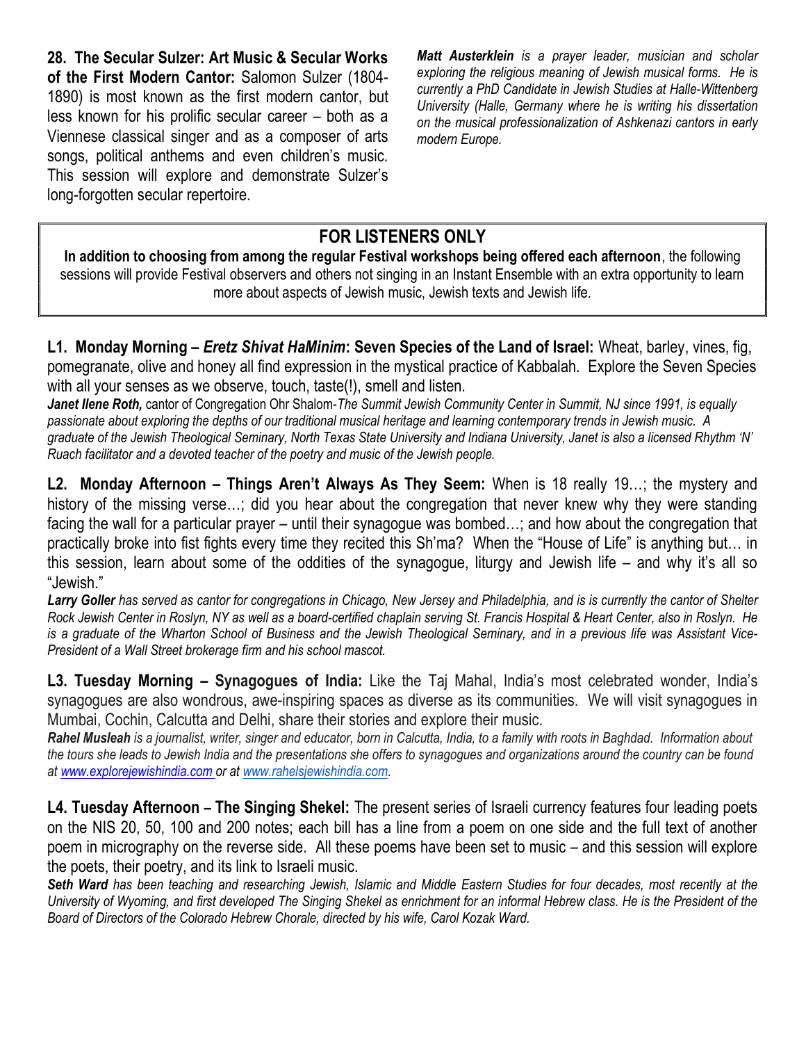**28. The Secular Sulzer: Art Music & Secular Works of the First Modern Cantor:** Salomon Sulzer (1804-1890) is most known as the first modern cantor, but less known for his prolific secular career – both as a Viennese classical singer and as a composer of arts songs, political anthems and even children's music. This session will explore and demonstrate Sulzer's long-forgotten secular repertoire.

***Matt Austerklein*** *is a prayer leader, musician and scholar exploring the religious meaning of Jewish musical forms. He is currently a PhD Candidate in Jewish Studies at Halle-Wittenberg University (Halle, Germany where he is writing his dissertation on the musical professionalization of Ashkenazi cantors in early modern Europe.*

## FOR LISTENERS ONLY

**In addition to choosing from among the regular Festival workshops being offered each afternoon**, the following sessions will provide Festival observers and others not singing in an Instant Ensemble with an extra opportunity to learn more about aspects of Jewish music, Jewish texts and Jewish life.

**L1. Monday Morning – *Eretz Shivat HaMinim*: Seven Species of the Land of Israel:** Wheat, barley, vines, fig, pomegranate, olive and honey all find expression in the mystical practice of Kabbalah. Explore the Seven Species with all your senses as we observe, touch, taste(!), smell and listen.

***Janet Ilene Roth,*** cantor of Congregation Ohr Shalom-*The Summit Jewish Community Center in Summit, NJ since 1991, is equally passionate about exploring the depths of our traditional musical heritage and learning contemporary trends in Jewish music. A graduate of the Jewish Theological Seminary, North Texas State University and Indiana University, Janet is also a licensed Rhythm 'N' Ruach facilitator and a devoted teacher of the poetry and music of the Jewish people.*

**L2. Monday Afternoon – Things Aren't Always As They Seem:** When is 18 really 19…; the mystery and history of the missing verse…; did you hear about the congregation that never knew why they were standing facing the wall for a particular prayer – until their synagogue was bombed…; and how about the congregation that practically broke into fist fights every time they recited this Sh'ma? When the "House of Life" is anything but… in this session, learn about some of the oddities of the synagogue, liturgy and Jewish life – and why it's all so "Jewish."

***Larry Goller*** *has served as cantor for congregations in Chicago, New Jersey and Philadelphia, and is is currently the cantor of Shelter Rock Jewish Center in Roslyn, NY as well as a board-certified chaplain serving St. Francis Hospital & Heart Center, also in Roslyn. He is a graduate of the Wharton School of Business and the Jewish Theological Seminary, and in a previous life was Assistant Vice-President of a Wall Street brokerage firm and his school mascot.*

**L3. Tuesday Morning – Synagogues of India:** Like the Taj Mahal, India's most celebrated wonder, India's synagogues are also wondrous, awe-inspiring spaces as diverse as its communities. We will visit synagogues in Mumbai, Cochin, Calcutta and Delhi, share their stories and explore their music.

***Rahel Musleah*** *is a journalist, writer, singer and educator, born in Calcutta, India, to a family with roots in Baghdad. Information about the tours she leads to Jewish India and the presentations she offers to synagogues and organizations around the country can be found at www.explorejewishindia.com or at www.rahelsjewishindia.com.*

**L4. Tuesday Afternoon – The Singing Shekel:** The present series of Israeli currency features four leading poets on the NIS 20, 50, 100 and 200 notes; each bill has a line from a poem on one side and the full text of another poem in micrography on the reverse side. All these poems have been set to music – and this session will explore the poets, their poetry, and its link to Israeli music.

***Seth Ward*** *has been teaching and researching Jewish, Islamic and Middle Eastern Studies for four decades, most recently at the University of Wyoming, and first developed The Singing Shekel as enrichment for an informal Hebrew class. He is the President of the Board of Directors of the Colorado Hebrew Chorale, directed by his wife, Carol Kozak Ward.*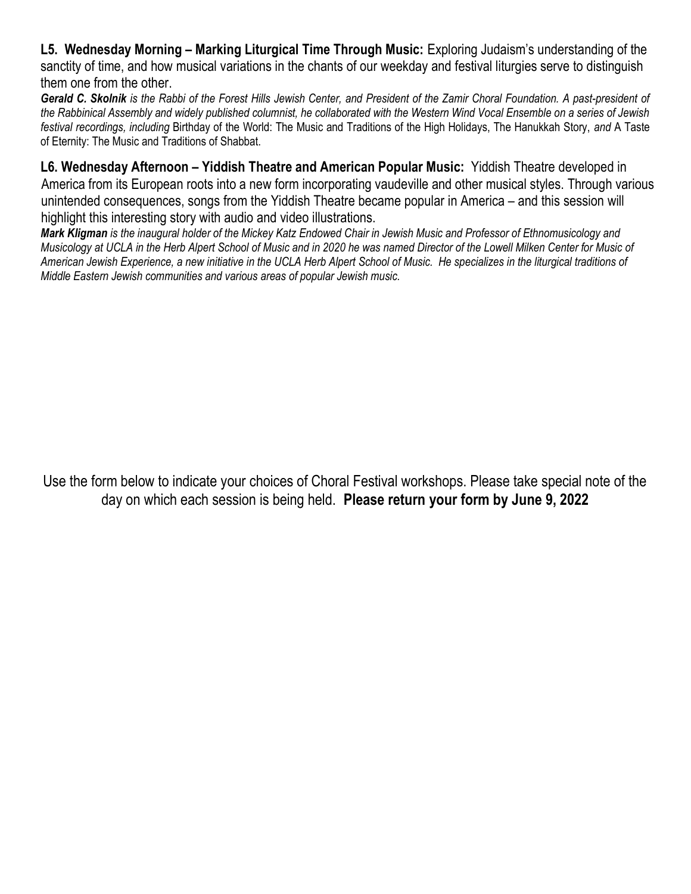**L5. Wednesday Morning – Marking Liturgical Time Through Music:** Exploring Judaism's understanding of the sanctity of time, and how musical variations in the chants of our weekday and festival liturgies serve to distinguish them one from the other.

***Gerald C. Skolnik** is the Rabbi of the Forest Hills Jewish Center, and President of the Zamir Choral Foundation. A past-president of the Rabbinical Assembly and widely published columnist, he collaborated with the Western Wind Vocal Ensemble on a series of Jewish festival recordings, including* Birthday of the World: The Music and Traditions of the High Holidays, The Hanukkah Story, *and* A Taste of Eternity: The Music and Traditions of Shabbat.

**L6. Wednesday Afternoon – Yiddish Theatre and American Popular Music:** Yiddish Theatre developed in America from its European roots into a new form incorporating vaudeville and other musical styles. Through various unintended consequences, songs from the Yiddish Theatre became popular in America – and this session will highlight this interesting story with audio and video illustrations.

***Mark Kligman** is the inaugural holder of the Mickey Katz Endowed Chair in Jewish Music and Professor of Ethnomusicology and Musicology at UCLA in the Herb Alpert School of Music and in 2020 he was named Director of the Lowell Milken Center for Music of American Jewish Experience, a new initiative in the UCLA Herb Alpert School of Music. He specializes in the liturgical traditions of Middle Eastern Jewish communities and various areas of popular Jewish music.*

Use the form below to indicate your choices of Choral Festival workshops. Please take special note of the day on which each session is being held. **Please return your form by June 9, 2022**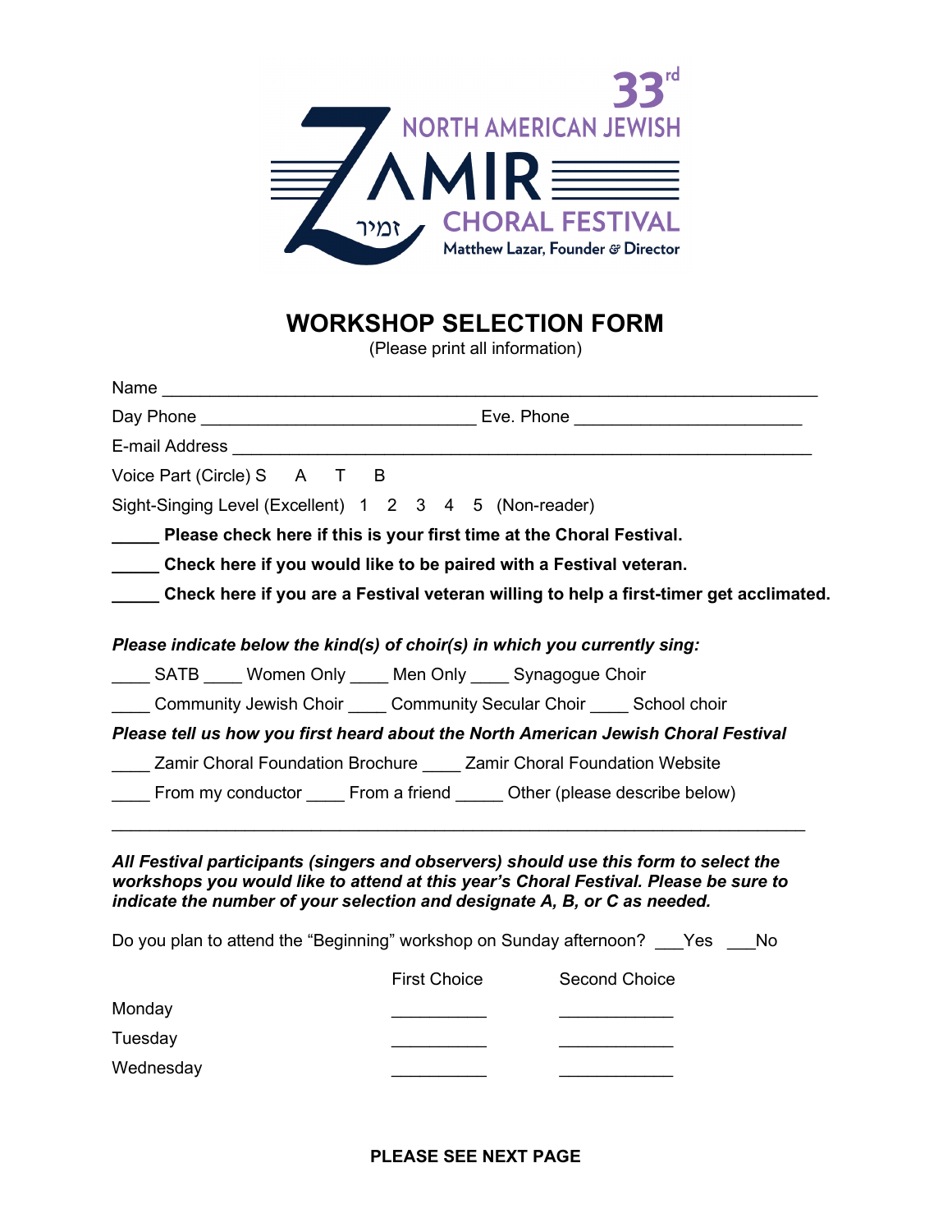33rd NORTH AMERICAN JEWISH

ZAMIR זמיר

CHORAL FESTIVAL

Matthew Lazar, Founder & Director

# WORKSHOP SELECTION FORM

(Please print all information)

Name ____________________________________________________________________

Day Phone ______________________________ Eve. Phone ________________________

E-mail Address ___________________________________________________________

Voice Part (Circle) S A T B

Sight-Singing Level (Excellent) 1 2 3 4 5 (Non-reader)

_____ **Please check here if this is your first time at the Choral Festival.**

_____ **Check here if you would like to be paired with a Festival veteran.**

_____ **Check here if you are a Festival veteran willing to help a first-timer get acclimated.**

***Please indicate below the kind(s) of choir(s) in which you currently sing:***

____ SATB ____ Women Only ____ Men Only ____ Synagogue Choir

____ Community Jewish Choir ____ Community Secular Choir ____ School choir

***Please tell us how you first heard about the North American Jewish Choral Festival***

____ Zamir Choral Foundation Brochure ____ Zamir Choral Foundation Website

____ From my conductor ____ From a friend _____ Other (please describe below)

___________________________________________________________________________

***All Festival participants (singers and observers) should use this form to select the workshops you would like to attend at this year's Choral Festival. Please be sure to indicate the number of your selection and designate A, B, or C as needed.***

Do you plan to attend the "Beginning" workshop on Sunday afternoon? ___Yes ___No

| | First Choice | Second Choice |
|---|---|---|
| Monday | __________ | ____________ |
| Tuesday | __________ | ____________ |
| Wednesday | __________ | ____________ |

**PLEASE SEE NEXT PAGE**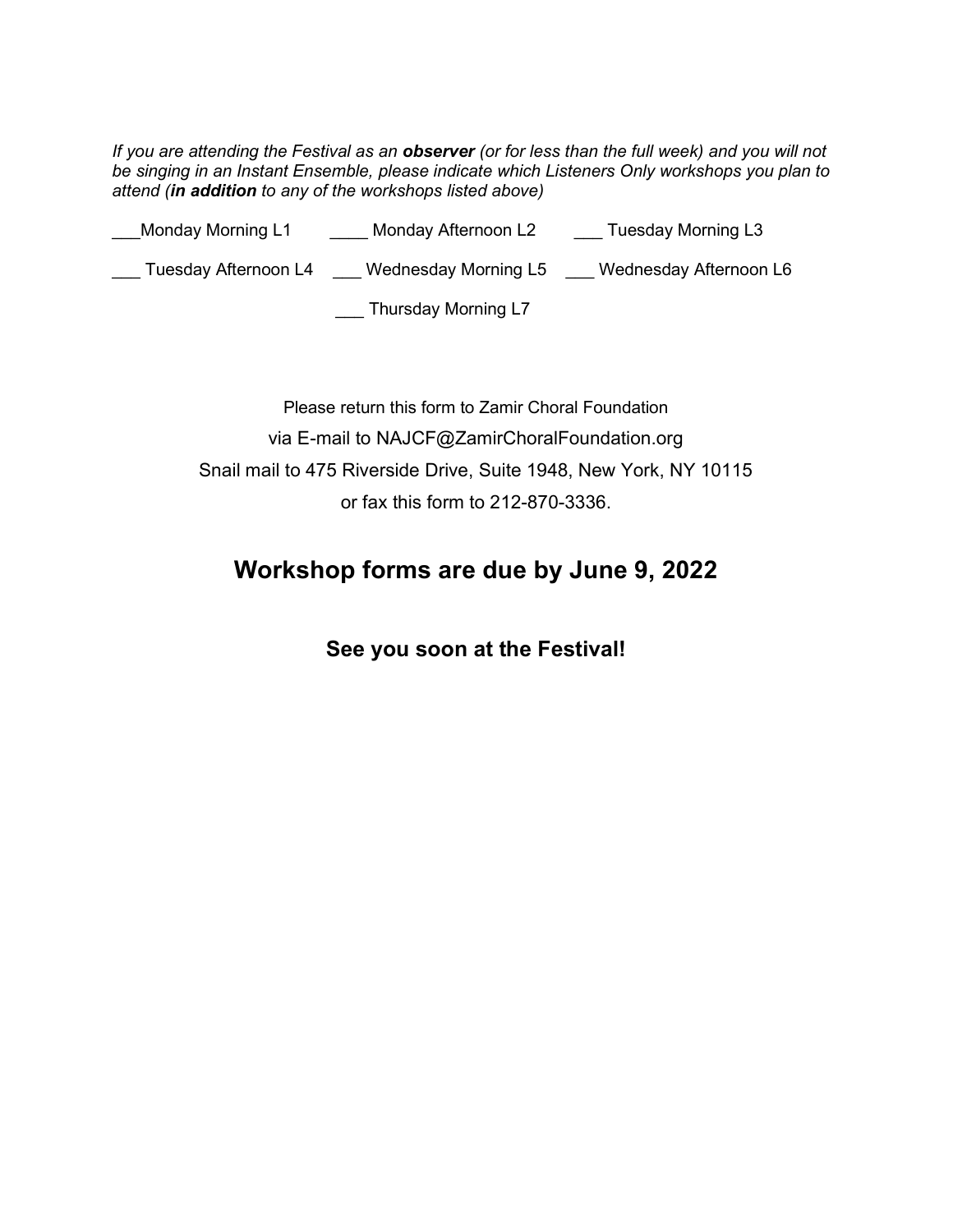*If you are attending the Festival as an **observer** (or for less than the full week) and you will not be singing in an Instant Ensemble, please indicate which Listeners Only workshops you plan to attend (**in addition** to any of the workshops listed above)*

___Monday Morning L1 ____ Monday Afternoon L2 ___ Tuesday Morning L3

___ Tuesday Afternoon L4 ___ Wednesday Morning L5 ___ Wednesday Afternoon L6

___ Thursday Morning L7

Please return this form to Zamir Choral Foundation

via E-mail to NAJCF@ZamirChoralFoundation.org

Snail mail to 475 Riverside Drive, Suite 1948, New York, NY 10115

or fax this form to 212-870-3336.

## Workshop forms are due by June 9, 2022

### See you soon at the Festival!